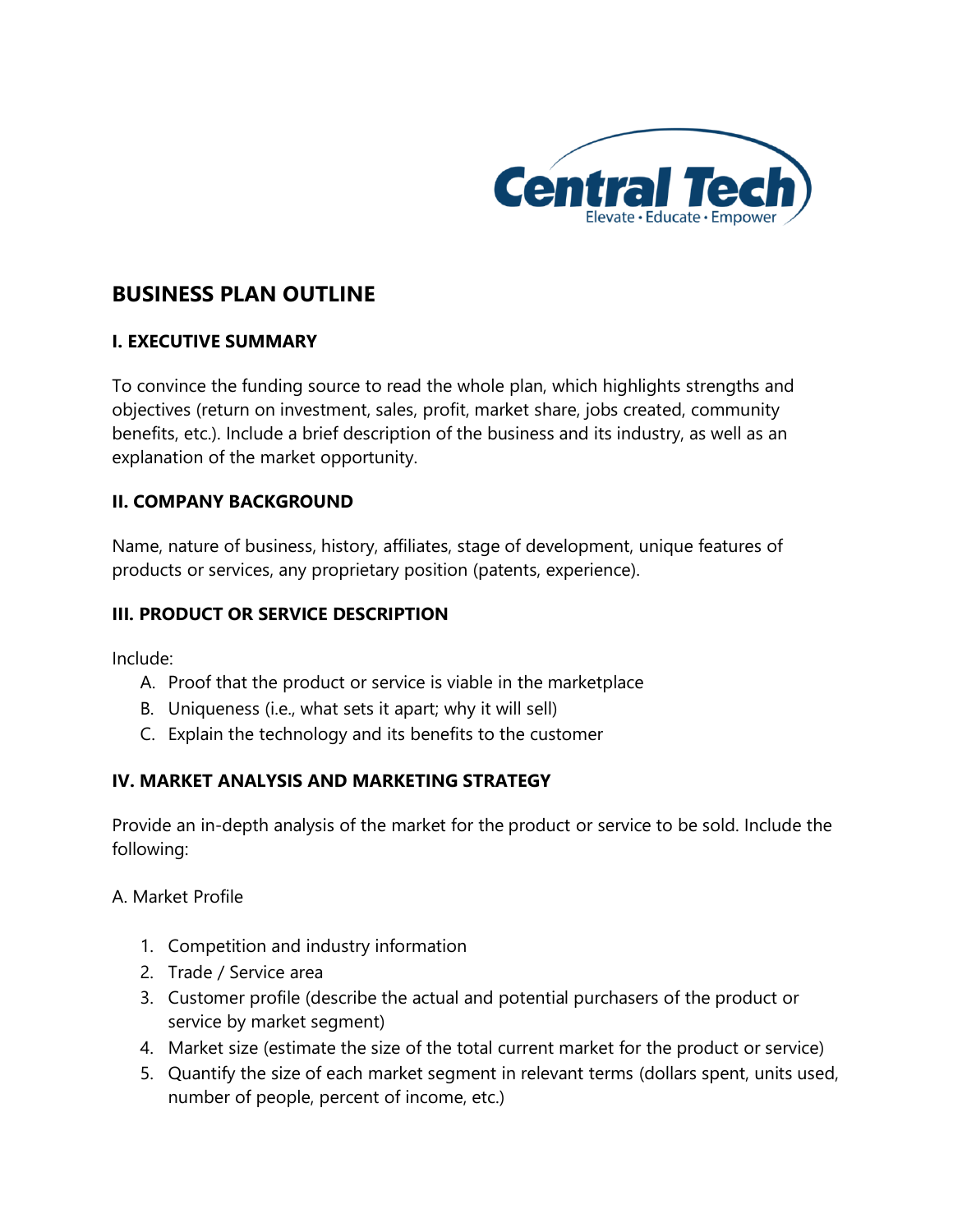# BUSINESS PLAN OUTLINE

## I. EXECUTIVE SUMMARY

To convince the funding source to read the whole plan, which highlights strengths and objectives (return on investment, sales, profit, market share, jobs created, community benefits, etc.). Include a brief description of the business and its industry, as well as an explanation of the market opportunity.

## II. COMPANY BACKGROUND

Name, nature of business, history, affiliates, stage of development, unique features of products or services, any proprietary position (patents, experience).

## III. PRODUCT OR SERVICE DESCRIPTION

Include:

A. Proof that the product or service is viable in the marketplace
B. Uniqueness (i.e., what sets it apart; why it will sell)
C. Explain the technology and its benefits to the customer

## IV. MARKET ANALYSIS AND MARKETING STRATEGY

Provide an in-depth analysis of the market for the product or service to be sold. Include the following:

A. Market Profile

1. Competition and industry information
2. Trade / Service area
3. Customer profile (describe the actual and potential purchasers of the product or service by market segment)
4. Market size (estimate the size of the total current market for the product or service)
5. Quantify the size of each market segment in relevant terms (dollars spent, units used, number of people, percent of income, etc.)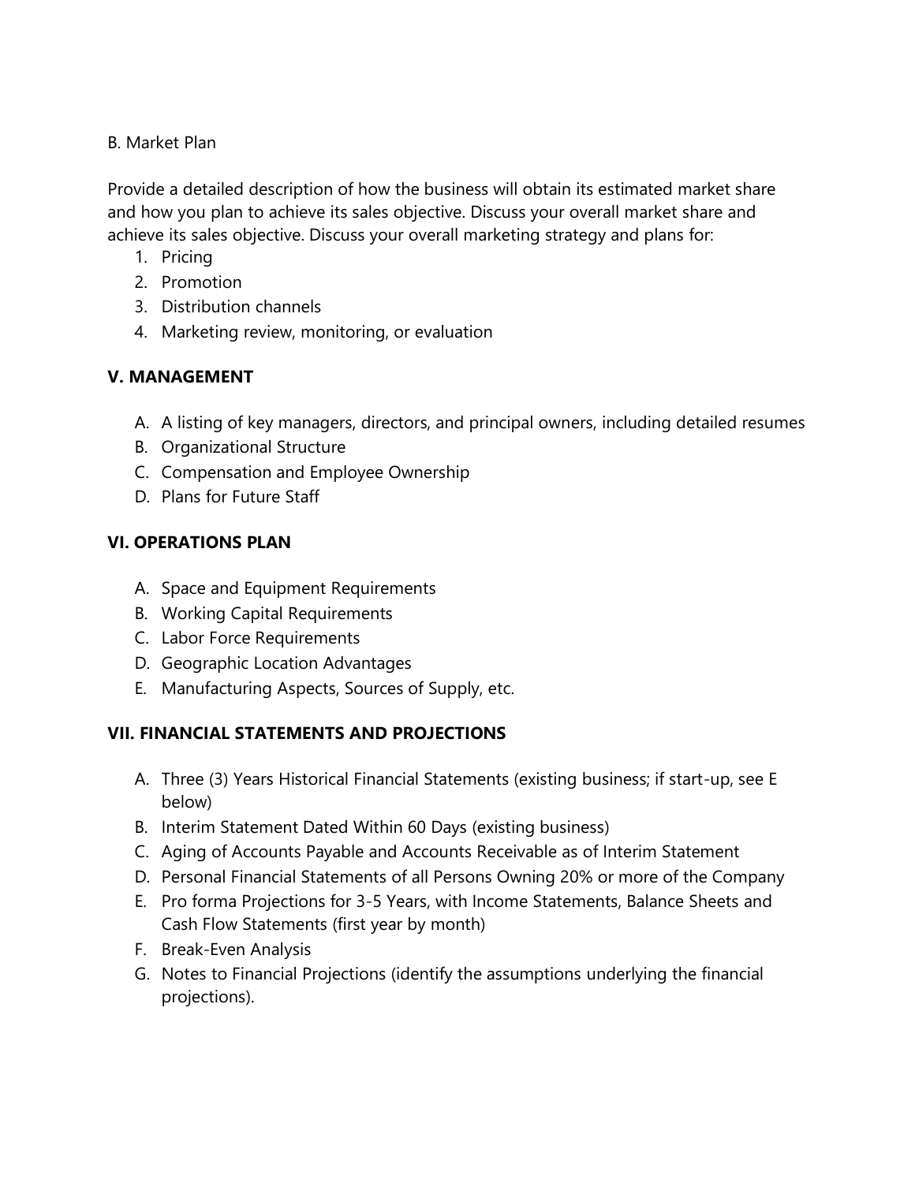B. Market Plan

Provide a detailed description of how the business will obtain its estimated market share and how you plan to achieve its sales objective. Discuss your overall market share and achieve its sales objective. Discuss your overall marketing strategy and plans for:

1. Pricing
2. Promotion
3. Distribution channels
4. Marketing review, monitoring, or evaluation

## V. MANAGEMENT

A. A listing of key managers, directors, and principal owners, including detailed resumes
B. Organizational Structure
C. Compensation and Employee Ownership
D. Plans for Future Staff

## VI. OPERATIONS PLAN

A. Space and Equipment Requirements
B. Working Capital Requirements
C. Labor Force Requirements
D. Geographic Location Advantages
E. Manufacturing Aspects, Sources of Supply, etc.

## VII. FINANCIAL STATEMENTS AND PROJECTIONS

A. Three (3) Years Historical Financial Statements (existing business; if start-up, see E below)
B. Interim Statement Dated Within 60 Days (existing business)
C. Aging of Accounts Payable and Accounts Receivable as of Interim Statement
D. Personal Financial Statements of all Persons Owning 20% or more of the Company
E. Pro forma Projections for 3-5 Years, with Income Statements, Balance Sheets and Cash Flow Statements (first year by month)
F. Break-Even Analysis
G. Notes to Financial Projections (identify the assumptions underlying the financial projections).